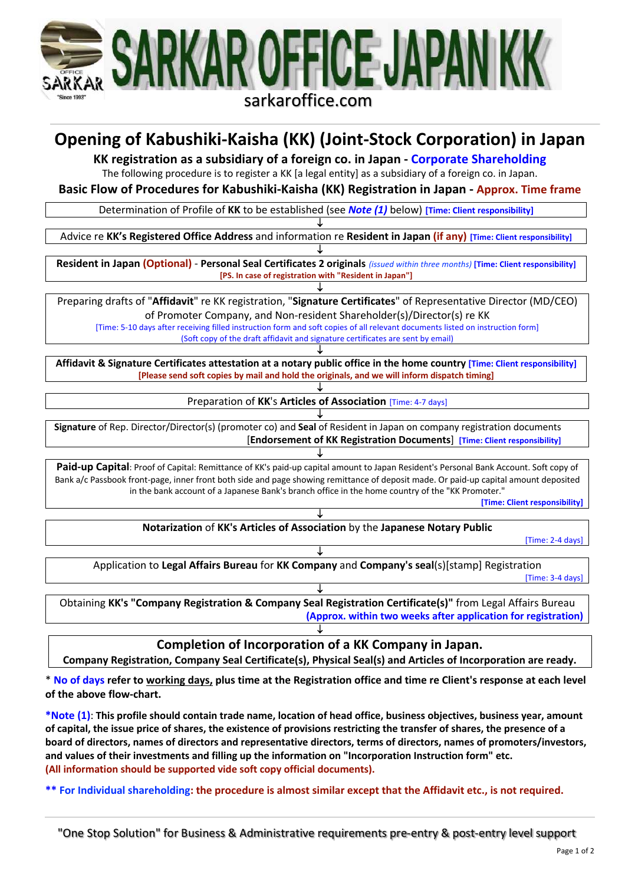# SARKAR OFFICE JAPAN KK

sarkaroffice.com

# Opening of Kabushiki-Kaisha (KK) (Joint-Stock Corporation) in Japan

## KK registration as a subsidiary of a foreign co. in Japan - Corporate Shareholding

The following procedure is to register a KK [a legal entity] as a subsidiary of a foreign co. in Japan.

## Basic Flow of Procedures for Kabushiki-Kaisha (KK) Registration in Japan - Approx. Time frame

Determination of Profile of **KK** to be established (see ***Note (1)*** below) **[Time: Client responsibility]**

↓

Advice re **KK's Registered Office Address** and information re **Resident in Japan** **(if any)** **[Time: Client responsibility]**

↓

**Resident in Japan (Optional)** - **Personal Seal Certificates 2 originals** *(issued within three months)* **[Time: Client responsibility]**
**[PS. In case of registration with "Resident in Japan"]**

↓

Preparing drafts of "**Affidavit**" re KK registration, "**Signature Certificates**" of Representative Director (MD/CEO) of Promoter Company, and Non-resident Shareholder(s)/Director(s) re KK
[Time: 5-10 days after receiving filled instruction form and soft copies of all relevant documents listed on instruction form]
(Soft copy of the draft affidavit and signature certificates are sent by email)

↓

**Affidavit & Signature Certificates attestation at a notary public office in the home country** **[Time: Client responsibility]**
**[Please send soft copies by mail and hold the originals, and we will inform dispatch timing]**

↓

Preparation of **KK**'s **Articles of Association** [Time: 4-7 days]

↓

**Signature** of Rep. Director/Director(s) (promoter co) and **Seal** of Resident in Japan on company registration documents [**Endorsement of KK Registration Documents**] **[Time: Client responsibility]**

↓

**Paid-up Capital**: Proof of Capital: Remittance of KK's paid-up capital amount to Japan Resident's Personal Bank Account. Soft copy of Bank a/c Passbook front-page, inner front both side and page showing remittance of deposit made. Or paid-up capital amount deposited in the bank account of a Japanese Bank's branch office in the home country of the "KK Promoter."
**[Time: Client responsibility]**

↓

**Notarization** of **KK's Articles of Association** by the **Japanese Notary Public**
[Time: 2-4 days]

↓

Application to **Legal Affairs Bureau** for **KK Company** and **Company's seal**(s)[stamp] Registration
[Time: 3-4 days]

↓

Obtaining **KK's "Company Registration & Company Seal Registration Certificate(s)"** from Legal Affairs Bureau
**(Approx. within two weeks after application for registration)**

↓

**Completion of Incorporation of a KK Company in Japan.**
**Company Registration, Company Seal Certificate(s), Physical Seal(s) and Articles of Incorporation are ready.**

\* **No of days refer to working days, plus time at the Registration office and time re Client's response at each level of the above flow-chart.**

***Note (1)**: **This profile should contain trade name, location of head office, business objectives, business year, amount of capital, the issue price of shares, the existence of provisions restricting the transfer of shares, the presence of a board of directors, names of directors and representative directors, terms of directors, names of promoters/investors, and values of their investments and filling up the information on "Incorporation Instruction form" etc.**
**(All information should be supported vide soft copy official documents).**

**\*\* For Individual shareholding: the procedure is almost similar except that the Affidavit etc., is not required.**

"One Stop Solution" for Business & Administrative requirements pre-entry & post-entry level support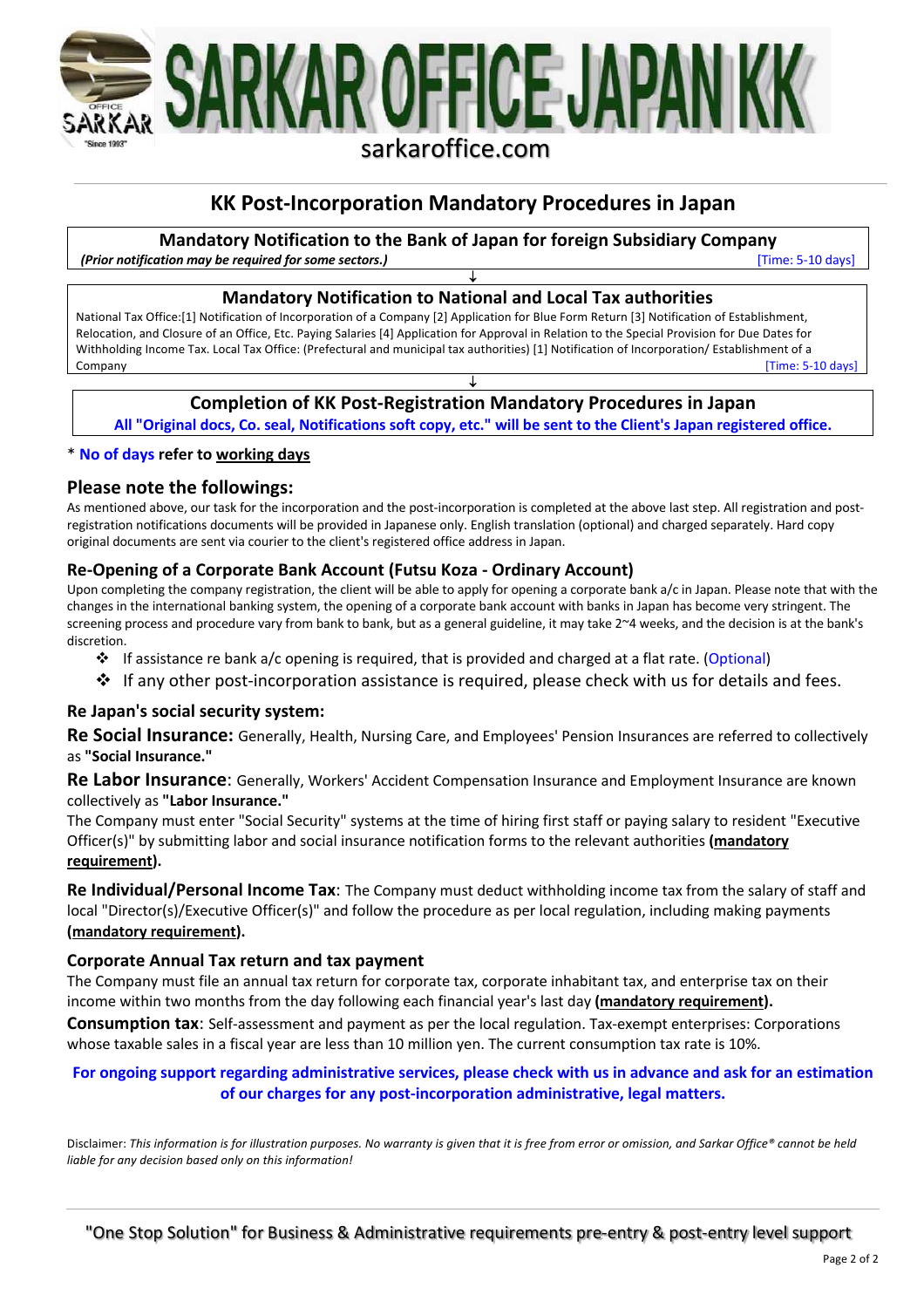SARKAR OFFICE JAPAN KK

sarkaroffice.com

## KK Post-Incorporation Mandatory Procedures in Japan

### Mandatory Notification to the Bank of Japan for foreign Subsidiary Company

***(Prior notification may be required for some sectors.)*** [Time: 5-10 days]

↓

### Mandatory Notification to National and Local Tax authorities

National Tax Office:[1] Notification of Incorporation of a Company [2] Application for Blue Form Return [3] Notification of Establishment, Relocation, and Closure of an Office, Etc. Paying Salaries [4] Application for Approval in Relation to the Special Provision for Due Dates for Withholding Income Tax. Local Tax Office: (Prefectural and municipal tax authorities) [1] Notification of Incorporation/ Establishment of a Company [Time: 5-10 days]

↓

### Completion of KK Post-Registration Mandatory Procedures in Japan

**All "Original docs, Co. seal, Notifications soft copy, etc." will be sent to the Client's Japan registered office.**

\* **No of days** refer to **working days**

## Please note the followings:

As mentioned above, our task for the incorporation and the post-incorporation is completed at the above last step. All registration and post-registration notifications documents will be provided in Japanese only. English translation (optional) and charged separately. Hard copy original documents are sent via courier to the client's registered office address in Japan.

### Re-Opening of a Corporate Bank Account (Futsu Koza - Ordinary Account)

Upon completing the company registration, the client will be able to apply for opening a corporate bank a/c in Japan. Please note that with the changes in the international banking system, the opening of a corporate bank account with banks in Japan has become very stringent. The screening process and procedure vary from bank to bank, but as a general guideline, it may take 2~4 weeks, and the decision is at the bank's discretion.

- If assistance re bank a/c opening is required, that is provided and charged at a flat rate. (Optional)
- If any other post-incorporation assistance is required, please check with us for details and fees.

### Re Japan's social security system:

**Re Social Insurance:** Generally, Health, Nursing Care, and Employees' Pension Insurances are referred to collectively as **"Social Insurance."**

**Re Labor Insurance**: Generally, Workers' Accident Compensation Insurance and Employment Insurance are known collectively as **"Labor Insurance."**

The Company must enter "Social Security" systems at the time of hiring first staff or paying salary to resident "Executive Officer(s)" by submitting labor and social insurance notification forms to the relevant authorities **(mandatory requirement).**

**Re Individual/Personal Income Tax**: The Company must deduct withholding income tax from the salary of staff and local "Director(s)/Executive Officer(s)" and follow the procedure as per local regulation, including making payments **(mandatory requirement).**

### Corporate Annual Tax return and tax payment

The Company must file an annual tax return for corporate tax, corporate inhabitant tax, and enterprise tax on their income within two months from the day following each financial year's last day **(mandatory requirement).**

**Consumption tax**: Self-assessment and payment as per the local regulation. Tax-exempt enterprises: Corporations whose taxable sales in a fiscal year are less than 10 million yen. The current consumption tax rate is 10%.

**For ongoing support regarding administrative services, please check with us in advance and ask for an estimation of our charges for any post-incorporation administrative, legal matters.**

Disclaimer: *This information is for illustration purposes. No warranty is given that it is free from error or omission, and Sarkar Office® cannot be held liable for any decision based only on this information!*

"One Stop Solution" for Business & Administrative requirements pre-entry & post-entry level support